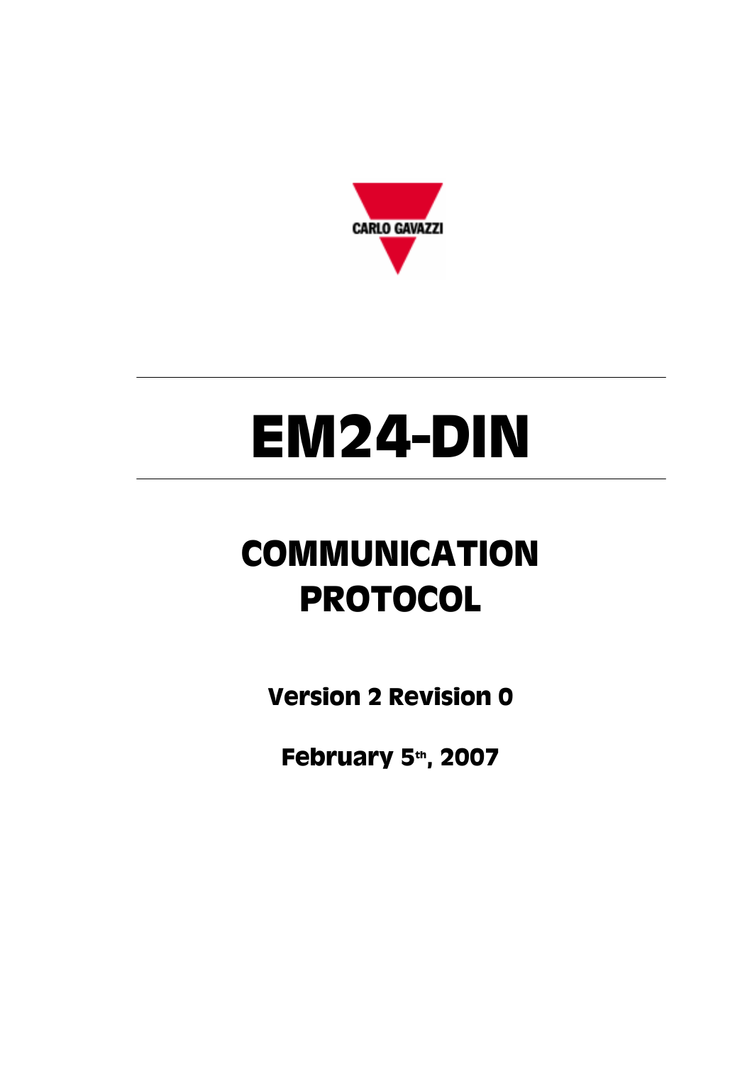CARLO GAVAZZI

# EM24-DIN

## COMMUNICATION PROTOCOL

**Version 2 Revision 0**

**February 5th, 2007**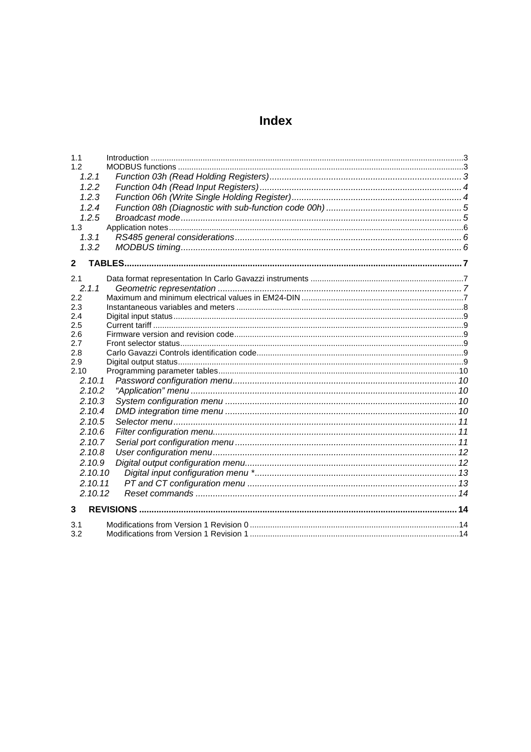# Index

1.1 Introduction ....3
1.2 MODBUS functions ....3
- 1.2.1 *Function 03h (Read Holding Registers)* ....3
- 1.2.2 *Function 04h (Read Input Registers)* ....4
- 1.2.3 *Function 06h (Write Single Holding Register)* ....4
- 1.2.4 *Function 08h (Diagnostic with sub-function code 00h)* ....5
- 1.2.5 *Broadcast mode* ....5

1.3 Application notes ....6
- 1.3.1 *RS485 general considerations* ....6
- 1.3.2 *MODBUS timing* ....6

**2 TABLES ....7**

2.1 Data format representation In Carlo Gavazzi instruments ....7
- 2.1.1 *Geometric representation* ....7

2.2 Maximum and minimum electrical values in EM24-DIN ....7
2.3 Instantaneous variables and meters ....8
2.4 Digital input status ....9
2.5 Current tariff ....9
2.6 Firmware version and revision code ....9
2.7 Front selector status ....9
2.8 Carlo Gavazzi Controls identification code ....9
2.9 Digital output status ....9
2.10 Programming parameter tables ....10
- 2.10.1 *Password configuration menu* ....10
- 2.10.2 *"Application" menu* ....10
- 2.10.3 *System configuration menu* ....10
- 2.10.4 *DMD integration time menu* ....10
- 2.10.5 *Selector menu* ....11
- 2.10.6 *Filter configuration menu* ....11
- 2.10.7 *Serial port configuration menu* ....11
- 2.10.8 *User configuration menu* ....12
- 2.10.9 *Digital output configuration menu* ....12
- 2.10.10 *Digital input configuration menu ** ....13
- 2.10.11 *PT and CT configuration menu* ....13
- 2.10.12 *Reset commands* ....14

**3 REVISIONS ....14**

3.1 Modifications from Version 1 Revision 0 ....14
3.2 Modifications from Version 1 Revision 1 ....14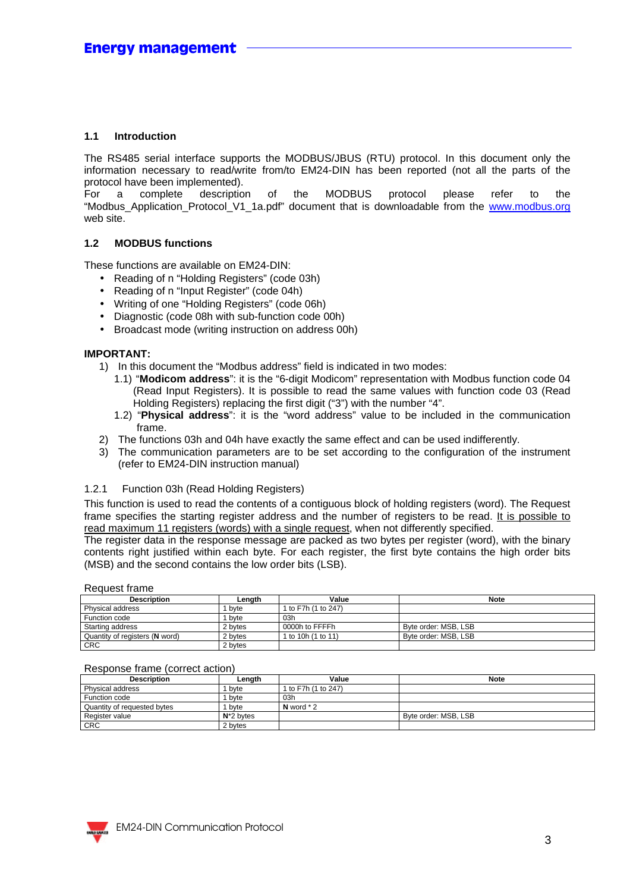## 1.1 Introduction

The RS485 serial interface supports the MODBUS/JBUS (RTU) protocol. In this document only the information necessary to read/write from/to EM24-DIN has been reported (not all the parts of the protocol have been implemented).
For a complete description of the MODBUS protocol please refer to the "Modbus_Application_Protocol_V1_1a.pdf" document that is downloadable from the www.modbus.org web site.

## 1.2 MODBUS functions

These functions are available on EM24-DIN:

- Reading of n "Holding Registers" (code 03h)
- Reading of n "Input Register" (code 04h)
- Writing of one "Holding Registers" (code 06h)
- Diagnostic (code 08h with sub-function code 00h)
- Broadcast mode (writing instruction on address 00h)

**IMPORTANT:**

1) In this document the "Modbus address" field is indicated in two modes:
   1.1) "**Modicom address**": it is the "6-digit Modicom" representation with Modbus function code 04 (Read Input Registers). It is possible to read the same values with function code 03 (Read Holding Registers) replacing the first digit ("3") with the number "4".
   1.2) "**Physical address**": it is the "word address" value to be included in the communication frame.
2) The functions 03h and 04h have exactly the same effect and can be used indifferently.
3) The communication parameters are to be set according to the configuration of the instrument (refer to EM24-DIN instruction manual)

### 1.2.1 Function 03h (Read Holding Registers)

This function is used to read the contents of a contiguous block of holding registers (word). The Request frame specifies the starting register address and the number of registers to be read. It is possible to read maximum 11 registers (words) with a single request, when not differently specified.
The register data in the response message are packed as two bytes per register (word), with the binary contents right justified within each byte. For each register, the first byte contains the high order bits (MSB) and the second contains the low order bits (LSB).

Request frame

| Description | Length | Value | Note |
|---|---|---|---|
| Physical address | 1 byte | 1 to F7h (1 to 247) | |
| Function code | 1 byte | 03h | |
| Starting address | 2 bytes | 0000h to FFFFh | Byte order: MSB, LSB |
| Quantity of registers (**N** word) | 2 bytes | 1 to 10h (1 to 11) | Byte order: MSB, LSB |
| CRC | 2 bytes | | |

Response frame (correct action)

| Description | Length | Value | Note |
|---|---|---|---|
| Physical address | 1 byte | 1 to F7h (1 to 247) | |
| Function code | 1 byte | 03h | |
| Quantity of requested bytes | 1 byte | **N** word * 2 | |
| Register value | **N***2 bytes | | Byte order: MSB, LSB |
| CRC | 2 bytes | | |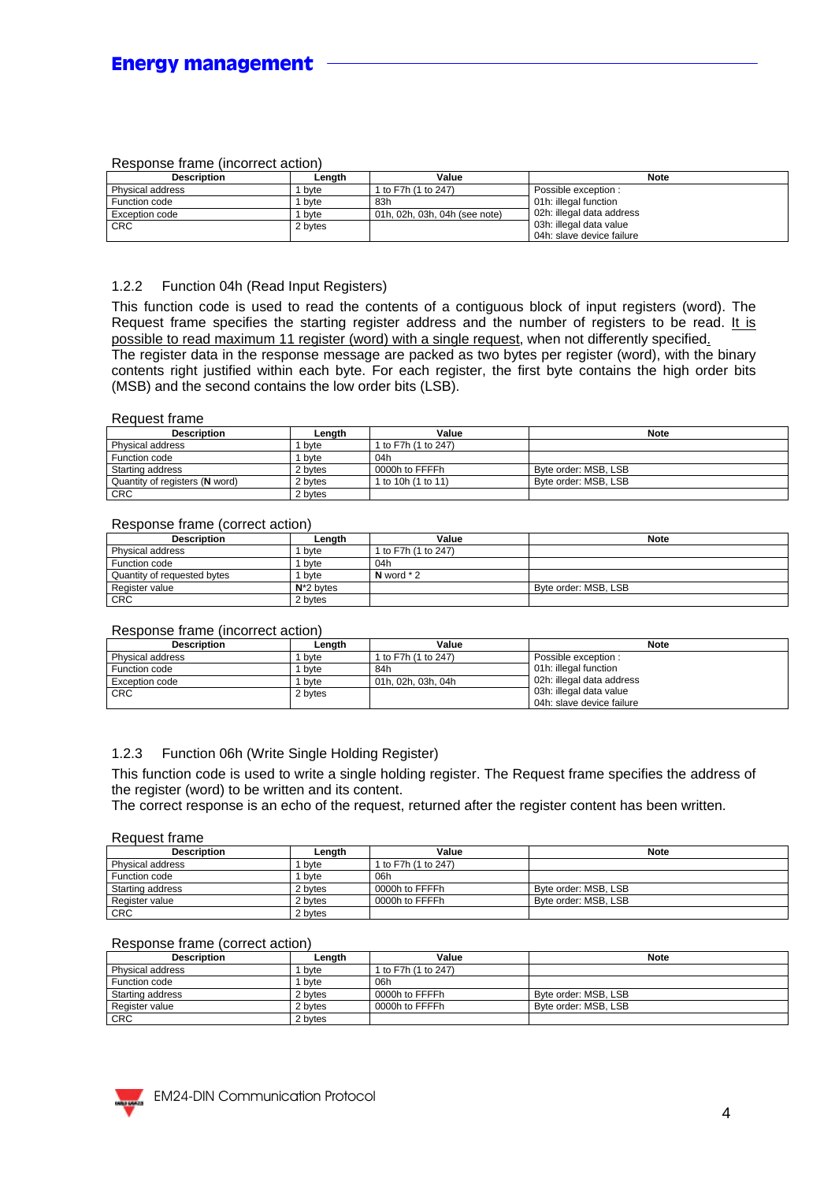Response frame (incorrect action)

| Description | Length | Value | Note |
|---|---|---|---|
| Physical address | 1 byte | 1 to F7h (1 to 247) | Possible exception :<br>01h: illegal function<br>02h: illegal data address<br>03h: illegal data value<br>04h: slave device failure |
| Function code | 1 byte | 83h | |
| Exception code | 1 byte | 01h, 02h, 03h, 04h (see note) | |
| CRC | 2 bytes | | |

### 1.2.2 Function 04h (Read Input Registers)

This function code is used to read the contents of a contiguous block of input registers (word). The Request frame specifies the starting register address and the number of registers to be read. It is possible to read maximum 11 register (word) with a single request, when not differently specified.
The register data in the response message are packed as two bytes per register (word), with the binary contents right justified within each byte. For each register, the first byte contains the high order bits (MSB) and the second contains the low order bits (LSB).

Request frame

| Description | Length | Value | Note |
|---|---|---|---|
| Physical address | 1 byte | 1 to F7h (1 to 247) | |
| Function code | 1 byte | 04h | |
| Starting address | 2 bytes | 0000h to FFFFh | Byte order: MSB, LSB |
| Quantity of registers (**N** word) | 2 bytes | 1 to 10h (1 to 11) | Byte order: MSB, LSB |
| CRC | 2 bytes | | |

Response frame (correct action)

| Description | Length | Value | Note |
|---|---|---|---|
| Physical address | 1 byte | 1 to F7h (1 to 247) | |
| Function code | 1 byte | 04h | |
| Quantity of requested bytes | 1 byte | **N** word * 2 | |
| Register value | **N***2 bytes | | Byte order: MSB, LSB |
| CRC | 2 bytes | | |

Response frame (incorrect action)

| Description | Length | Value | Note |
|---|---|---|---|
| Physical address | 1 byte | 1 to F7h (1 to 247) | Possible exception :<br>01h: illegal function<br>02h: illegal data address<br>03h: illegal data value<br>04h: slave device failure |
| Function code | 1 byte | 84h | |
| Exception code | 1 byte | 01h, 02h, 03h, 04h | |
| CRC | 2 bytes | | |

### 1.2.3 Function 06h (Write Single Holding Register)

This function code is used to write a single holding register. The Request frame specifies the address of the register (word) to be written and its content.
The correct response is an echo of the request, returned after the register content has been written.

Request frame

| Description | Length | Value | Note |
|---|---|---|---|
| Physical address | 1 byte | 1 to F7h (1 to 247) | |
| Function code | 1 byte | 06h | |
| Starting address | 2 bytes | 0000h to FFFFh | Byte order: MSB, LSB |
| Register value | 2 bytes | 0000h to FFFFh | Byte order: MSB, LSB |
| CRC | 2 bytes | | |

Response frame (correct action)

| Description | Length | Value | Note |
|---|---|---|---|
| Physical address | 1 byte | 1 to F7h (1 to 247) | |
| Function code | 1 byte | 06h | |
| Starting address | 2 bytes | 0000h to FFFFh | Byte order: MSB, LSB |
| Register value | 2 bytes | 0000h to FFFFh | Byte order: MSB, LSB |
| CRC | 2 bytes | | |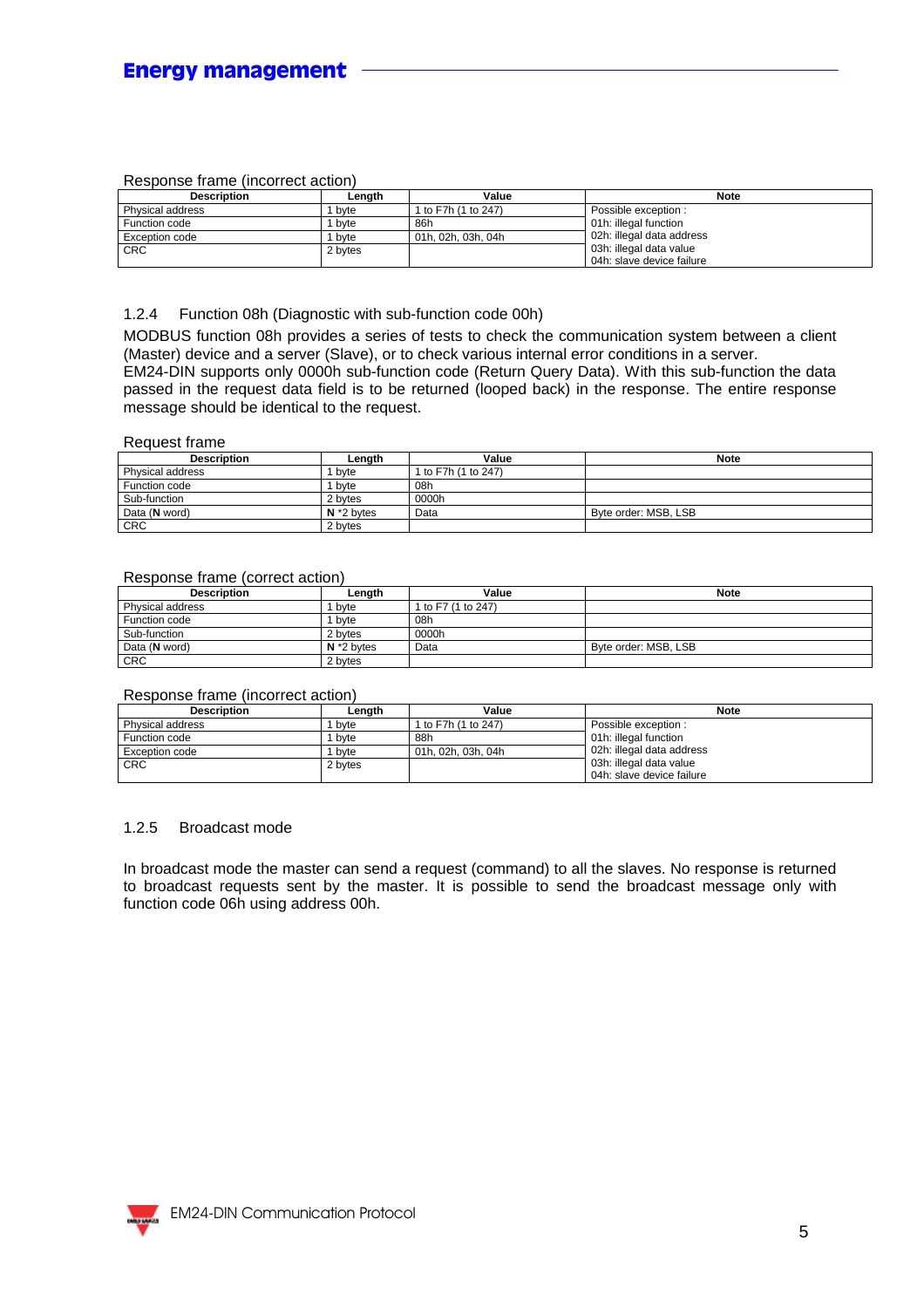Response frame (incorrect action)

| Description | Length | Value | Note |
|---|---|---|---|
| Physical address | 1 byte | 1 to F7h (1 to 247) | Possible exception :<br>01h: illegal function<br>02h: illegal data address<br>03h: illegal data value<br>04h: slave device failure |
| Function code | 1 byte | 86h | |
| Exception code | 1 byte | 01h, 02h, 03h, 04h | |
| CRC | 2 bytes | | |

### 1.2.4 Function 08h (Diagnostic with sub-function code 00h)

MODBUS function 08h provides a series of tests to check the communication system between a client (Master) device and a server (Slave), or to check various internal error conditions in a server.
EM24-DIN supports only 0000h sub-function code (Return Query Data). With this sub-function the data passed in the request data field is to be returned (looped back) in the response. The entire response message should be identical to the request.

Request frame

| Description | Length | Value | Note |
|---|---|---|---|
| Physical address | 1 byte | 1 to F7h (1 to 247) | |
| Function code | 1 byte | 08h | |
| Sub-function | 2 bytes | 0000h | |
| Data (**N** word) | **N** *2 bytes | Data | Byte order: MSB, LSB |
| CRC | 2 bytes | | |

Response frame (correct action)

| Description | Length | Value | Note |
|---|---|---|---|
| Physical address | 1 byte | 1 to F7 (1 to 247) | |
| Function code | 1 byte | 08h | |
| Sub-function | 2 bytes | 0000h | |
| Data (**N** word) | **N** *2 bytes | Data | Byte order: MSB, LSB |
| CRC | 2 bytes | | |

Response frame (incorrect action)

| Description | Length | Value | Note |
|---|---|---|---|
| Physical address | 1 byte | 1 to F7h (1 to 247) | Possible exception :<br>01h: illegal function<br>02h: illegal data address<br>03h: illegal data value<br>04h: slave device failure |
| Function code | 1 byte | 88h | |
| Exception code | 1 byte | 01h, 02h, 03h, 04h | |
| CRC | 2 bytes | | |

### 1.2.5 Broadcast mode

In broadcast mode the master can send a request (command) to all the slaves. No response is returned to broadcast requests sent by the master. It is possible to send the broadcast message only with function code 06h using address 00h.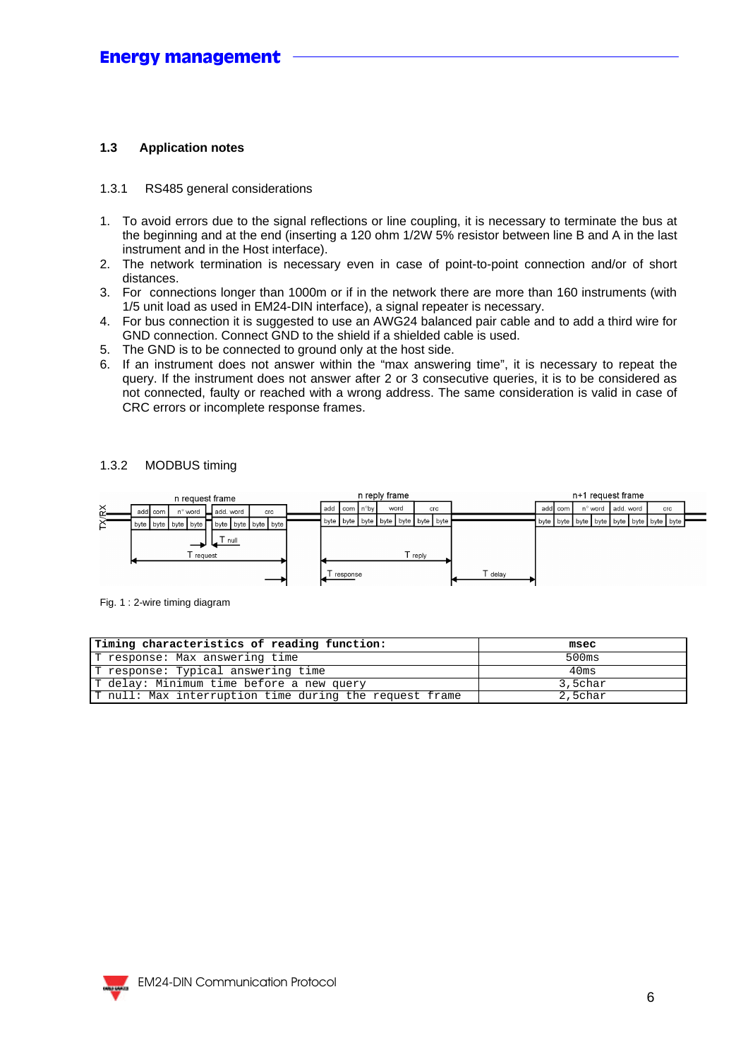## 1.3 Application notes

### 1.3.1 RS485 general considerations

1. To avoid errors due to the signal reflections or line coupling, it is necessary to terminate the bus at the beginning and at the end (inserting a 120 ohm 1/2W 5% resistor between line B and A in the last instrument and in the Host interface).
2. The network termination is necessary even in case of point-to-point connection and/or of short distances.
3. For connections longer than 1000m or if in the network there are more than 160 instruments (with 1/5 unit load as used in EM24-DIN interface), a signal repeater is necessary.
4. For bus connection it is suggested to use an AWG24 balanced pair cable and to add a third wire for GND connection. Connect GND to the shield if a shielded cable is used.
5. The GND is to be connected to ground only at the host side.
6. If an instrument does not answer within the "max answering time", it is necessary to repeat the query. If the instrument does not answer after 2 or 3 consecutive queries, it is to be considered as not connected, faulty or reached with a wrong address. The same consideration is valid in case of CRC errors or incomplete response frames.

### 1.3.2 MODBUS timing

Fig. 1 : 2-wire timing diagram

| Timing characteristics of reading function: | msec |
|---|---|
| T response: Max answering time | 500ms |
| T response: Typical answering time | 40ms |
| T delay: Minimum time before a new query | 3,5char |
| T null: Max interruption time during the request frame | 2,5char |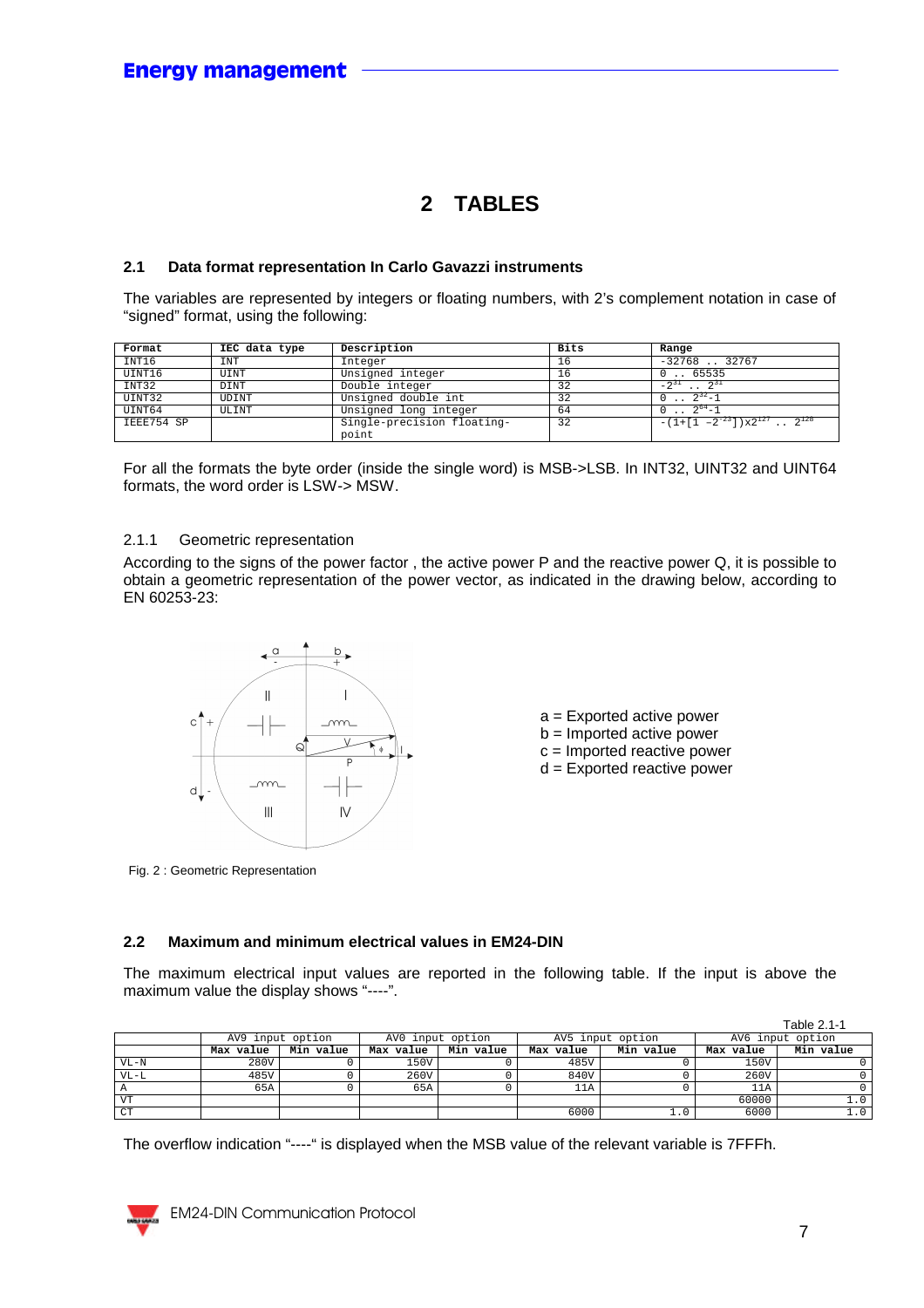# 2 TABLES

## 2.1 Data format representation In Carlo Gavazzi instruments

The variables are represented by integers or floating numbers, with 2's complement notation in case of "signed" format, using the following:

| Format | IEC data type | Description | Bits | Range |
|---|---|---|---|---|
| INT16 | INT | Integer | 16 | -32768 .. 32767 |
| UINT16 | UINT | Unsigned integer | 16 | 0 .. 65535 |
| INT32 | DINT | Double integer | 32 | $-2^{31}$ .. $2^{31}$ |
| UINT32 | UDINT | Unsigned double int | 32 | 0 .. $2^{32}$-1 |
| UINT64 | ULINT | Unsigned long integer | 64 | 0 .. $2^{64}$-1 |
| IEEE754 SP | | Single-precision floating-point | 32 | $-(1+[1-2^{-23}])x2^{127}$ .. $2^{128}$ |

For all the formats the byte order (inside the single word) is MSB->LSB. In INT32, UINT32 and UINT64 formats, the word order is LSW-> MSW.

### 2.1.1 Geometric representation

According to the signs of the power factor , the active power P and the reactive power Q, it is possible to obtain a geometric representation of the power vector, as indicated in the drawing below, according to EN 60253-23:

a = Exported active power
b = Imported active power
c = Imported reactive power
d = Exported reactive power

Fig. 2 : Geometric Representation

## 2.2 Maximum and minimum electrical values in EM24-DIN

The maximum electrical input values are reported in the following table. If the input is above the maximum value the display shows "----".

Table 2.1-1

| | AV9 input option | | AV0 input option | | AV5 input option | | AV6 input option | |
|---|---|---|---|---|---|---|---|---|
| | Max value | Min value | Max value | Min value | Max value | Min value | Max value | Min value |
| VL-N | 280V | 0 | 150V | 0 | 485V | 0 | 150V | 0 |
| VL-L | 485V | 0 | 260V | 0 | 840V | 0 | 260V | 0 |
| A | 65A | 0 | 65A | 0 | 11A | 0 | 11A | 0 |
| VT | | | | | | | 60000 | 1.0 |
| CT | | | | | 6000 | 1.0 | 6000 | 1.0 |

The overflow indication "----" is displayed when the MSB value of the relevant variable is 7FFFh.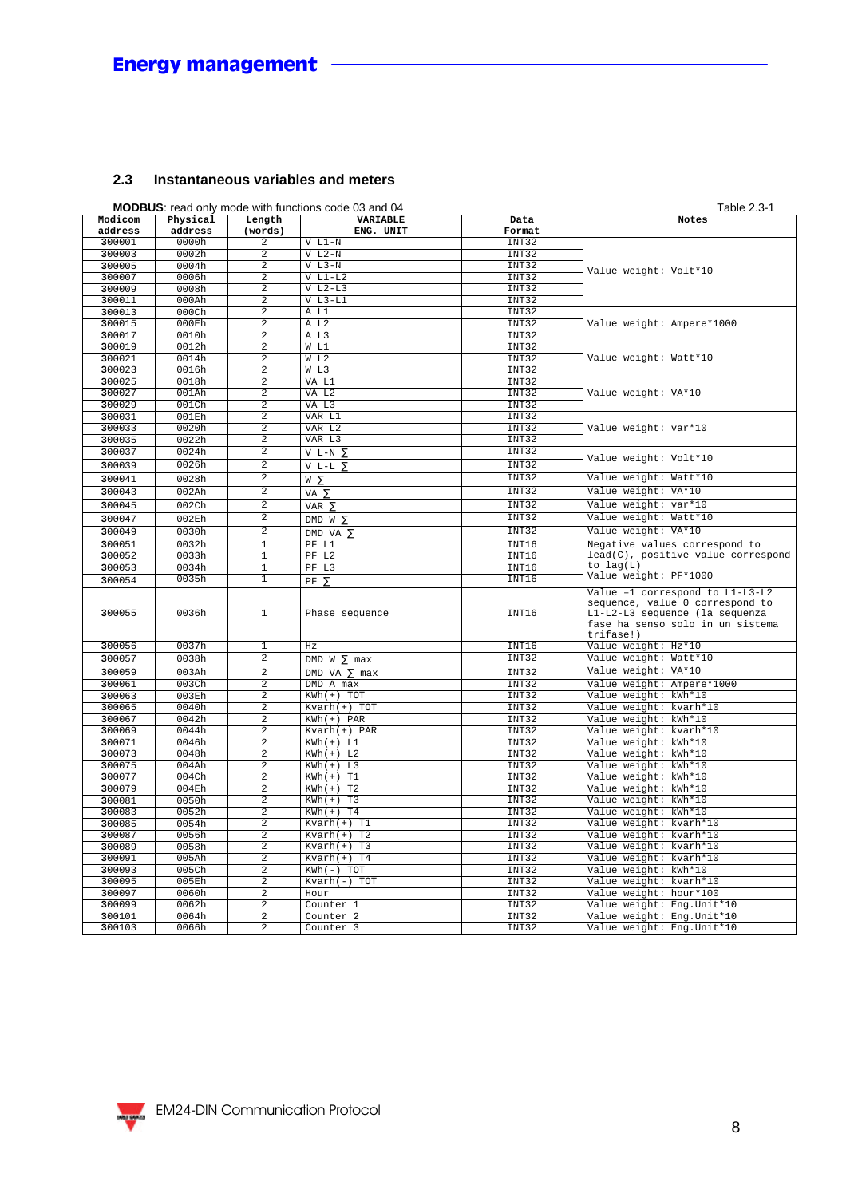## 2.3 Instantaneous variables and meters

**MODBUS**: read only mode with functions code 03 and 04

Table 2.3-1

| Modicom address | Physical address | Length (words) | VARIABLE ENG. UNIT | Data Format | Notes |
|---|---|---|---|---|---|
| 300001 | 0000h | 2 | V L1-N | INT32 | Value weight: Volt*10 |
| 300003 | 0002h | 2 | V L2-N | INT32 | |
| 300005 | 0004h | 2 | V L3-N | INT32 | |
| 300007 | 0006h | 2 | V L1-L2 | INT32 | |
| 300009 | 0008h | 2 | V L2-L3 | INT32 | |
| 300011 | 000Ah | 2 | V L3-L1 | INT32 | |
| 300013 | 000Ch | 2 | A L1 | INT32 | Value weight: Ampere*1000 |
| 300015 | 000Eh | 2 | A L2 | INT32 | |
| 300017 | 0010h | 2 | A L3 | INT32 | |
| 300019 | 0012h | 2 | W L1 | INT32 | Value weight: Watt*10 |
| 300021 | 0014h | 2 | W L2 | INT32 | |
| 300023 | 0016h | 2 | W L3 | INT32 | |
| 300025 | 0018h | 2 | VA L1 | INT32 | Value weight: VA*10 |
| 300027 | 001Ah | 2 | VA L2 | INT32 | |
| 300029 | 001Ch | 2 | VA L3 | INT32 | |
| 300031 | 001Eh | 2 | VAR L1 | INT32 | Value weight: var*10 |
| 300033 | 0020h | 2 | VAR L2 | INT32 | |
| 300035 | 0022h | 2 | VAR L3 | INT32 | |
| 300037 | 0024h | 2 | V L-N ∑ | INT32 | Value weight: Volt*10 |
| 300039 | 0026h | 2 | V L-L ∑ | INT32 | |
| 300041 | 0028h | 2 | W ∑ | INT32 | Value weight: Watt*10 |
| 300043 | 002Ah | 2 | VA ∑ | INT32 | Value weight: VA*10 |
| 300045 | 002Ch | 2 | VAR ∑ | INT32 | Value weight: var*10 |
| 300047 | 002Eh | 2 | DMD W ∑ | INT32 | Value weight: Watt*10 |
| 300049 | 0030h | 2 | DMD VA ∑ | INT32 | Value weight: VA*10 |
| 300051 | 0032h | 1 | PF L1 | INT16 | Negative values correspond to lead(C), positive value correspond to lag(L) Value weight: PF*1000 |
| 300052 | 0033h | 1 | PF L2 | INT16 | |
| 300053 | 0034h | 1 | PF L3 | INT16 | |
| 300054 | 0035h | 1 | PF ∑ | INT16 | |
| 300055 | 0036h | 1 | Phase sequence | INT16 | Value –1 correspond to L1-L3-L2 sequence, value 0 correspond to L1-L2-L3 sequence (la sequenza fase ha senso solo in un sistema trifase!) |
| 300056 | 0037h | 1 | Hz | INT16 | Value weight: Hz*10 |
| 300057 | 0038h | 2 | DMD W ∑ max | INT32 | Value weight: Watt*10 |
| 300059 | 003Ah | 2 | DMD VA ∑ max | INT32 | Value weight: VA*10 |
| 300061 | 003Ch | 2 | DMD A max | INT32 | Value weight: Ampere*1000 |
| 300063 | 003Eh | 2 | KWh(+) TOT | INT32 | Value weight: kWh*10 |
| 300065 | 0040h | 2 | Kvarh(+) TOT | INT32 | Value weight: kvarh*10 |
| 300067 | 0042h | 2 | KWh(+) PAR | INT32 | Value weight: kWh*10 |
| 300069 | 0044h | 2 | Kvarh(+) PAR | INT32 | Value weight: kvarh*10 |
| 300071 | 0046h | 2 | KWh(+) L1 | INT32 | Value weight: kWh*10 |
| 300073 | 0048h | 2 | KWh(+) L2 | INT32 | Value weight: kWh*10 |
| 300075 | 004Ah | 2 | KWh(+) L3 | INT32 | Value weight: kWh*10 |
| 300077 | 004Ch | 2 | KWh(+) T1 | INT32 | Value weight: kWh*10 |
| 300079 | 004Eh | 2 | KWh(+) T2 | INT32 | Value weight: kWh*10 |
| 300081 | 0050h | 2 | KWh(+) T3 | INT32 | Value weight: kWh*10 |
| 300083 | 0052h | 2 | KWh(+) T4 | INT32 | Value weight: kWh*10 |
| 300085 | 0054h | 2 | Kvarh(+) T1 | INT32 | Value weight: kvarh*10 |
| 300087 | 0056h | 2 | Kvarh(+) T2 | INT32 | Value weight: kvarh*10 |
| 300089 | 0058h | 2 | Kvarh(+) T3 | INT32 | Value weight: kvarh*10 |
| 300091 | 005Ah | 2 | Kvarh(+) T4 | INT32 | Value weight: kvarh*10 |
| 300093 | 005Ch | 2 | KWh(-) TOT | INT32 | Value weight: kWh*10 |
| 300095 | 005Eh | 2 | Kvarh(-) TOT | INT32 | Value weight: kvarh*10 |
| 300097 | 0060h | 2 | Hour | INT32 | Value weight: hour*100 |
| 300099 | 0062h | 2 | Counter 1 | INT32 | Value weight: Eng.Unit*10 |
| 300101 | 0064h | 2 | Counter 2 | INT32 | Value weight: Eng.Unit*10 |
| 300103 | 0066h | 2 | Counter 3 | INT32 | Value weight: Eng.Unit*10 |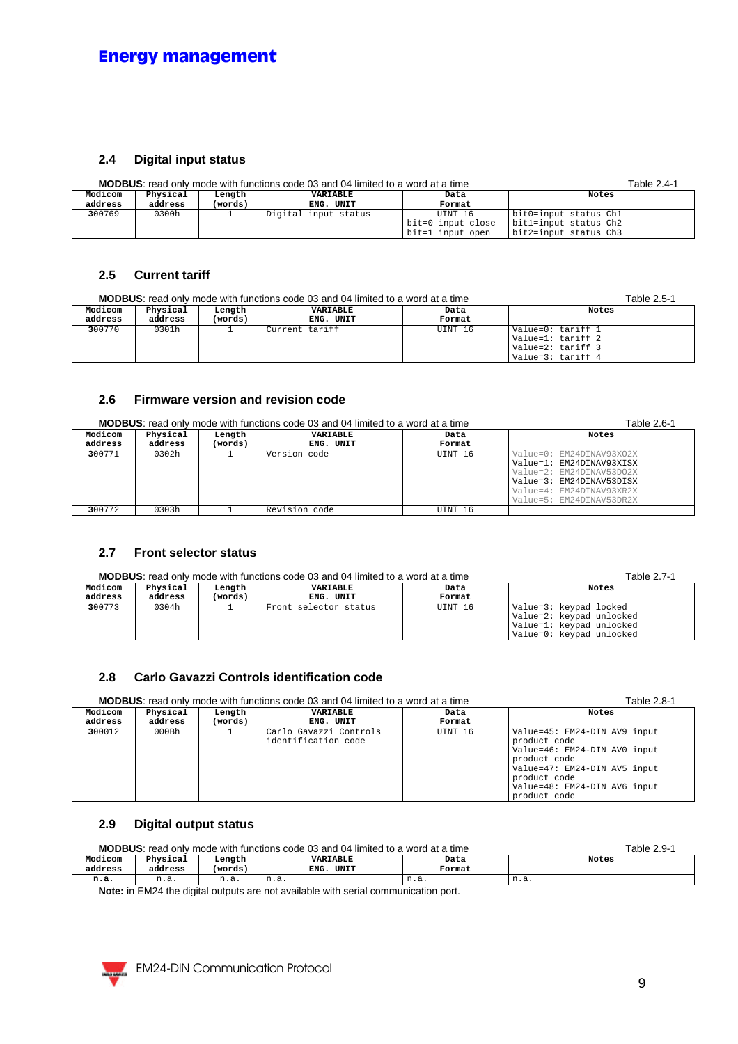## 2.4 Digital input status

**MODBUS**: read only mode with functions code 03 and 04 limited to a word at a time

Table 2.4-1

| Modicom address | Physical address | Length (words) | VARIABLE ENG. UNIT | Data Format | Notes |
|---|---|---|---|---|---|
| 300769 | 0300h | 1 | Digital input status | UINT 16<br>bit=0 input close<br>bit=1 input open | bit0=input status Ch1<br>bit1=input status Ch2<br>bit2=input status Ch3 |

## 2.5 Current tariff

**MODBUS**: read only mode with functions code 03 and 04 limited to a word at a time

Table 2.5-1

| Modicom address | Physical address | Length (words) | VARIABLE ENG. UNIT | Data Format | Notes |
|---|---|---|---|---|---|
| 300770 | 0301h | 1 | Current tariff | UINT 16 | Value=0: tariff 1<br>Value=1: tariff 2<br>Value=2: tariff 3<br>Value=3: tariff 4 |

## 2.6 Firmware version and revision code

**MODBUS**: read only mode with functions code 03 and 04 limited to a word at a time

Table 2.6-1

| Modicom address | Physical address | Length (words) | VARIABLE ENG. UNIT | Data Format | Notes |
|---|---|---|---|---|---|
| 300771 | 0302h | 1 | Version code | UINT 16 | Value=0: EM24DINAV93XO2X<br>Value=1: EM24DINAV93XISX<br>Value=2: EM24DINAV53DO2X<br>Value=3: EM24DINAV53DISX<br>Value=4: EM24DINAV93XR2X<br>Value=5: EM24DINAV53DR2X |
| 300772 | 0303h | 1 | Revision code | UINT 16 | |

## 2.7 Front selector status

**MODBUS**: read only mode with functions code 03 and 04 limited to a word at a time

Table 2.7-1

| Modicom address | Physical address | Length (words) | VARIABLE ENG. UNIT | Data Format | Notes |
|---|---|---|---|---|---|
| 300773 | 0304h | 1 | Front selector status | UINT 16 | Value=3: keypad locked<br>Value=2: keypad unlocked<br>Value=1: keypad unlocked<br>Value=0: keypad unlocked |

## 2.8 Carlo Gavazzi Controls identification code

**MODBUS**: read only mode with functions code 03 and 04 limited to a word at a time

Table 2.8-1

| Modicom address | Physical address | Length (words) | VARIABLE ENG. UNIT | Data Format | Notes |
|---|---|---|---|---|---|
| 300012 | 000Bh | 1 | Carlo Gavazzi Controls identification code | UINT 16 | Value=45: EM24-DIN AV9 input product code<br>Value=46: EM24-DIN AV0 input product code<br>Value=47: EM24-DIN AV5 input product code<br>Value=48: EM24-DIN AV6 input product code |

## 2.9 Digital output status

**MODBUS**: read only mode with functions code 03 and 04 limited to a word at a time

Table 2.9-1

| Modicom address | Physical address | Length (words) | VARIABLE ENG. UNIT | Data Format | Notes |
|---|---|---|---|---|---|
| n.a. | n.a. | n.a. | n.a. | n.a. | n.a. |

**Note:** in EM24 the digital outputs are not available with serial communication port.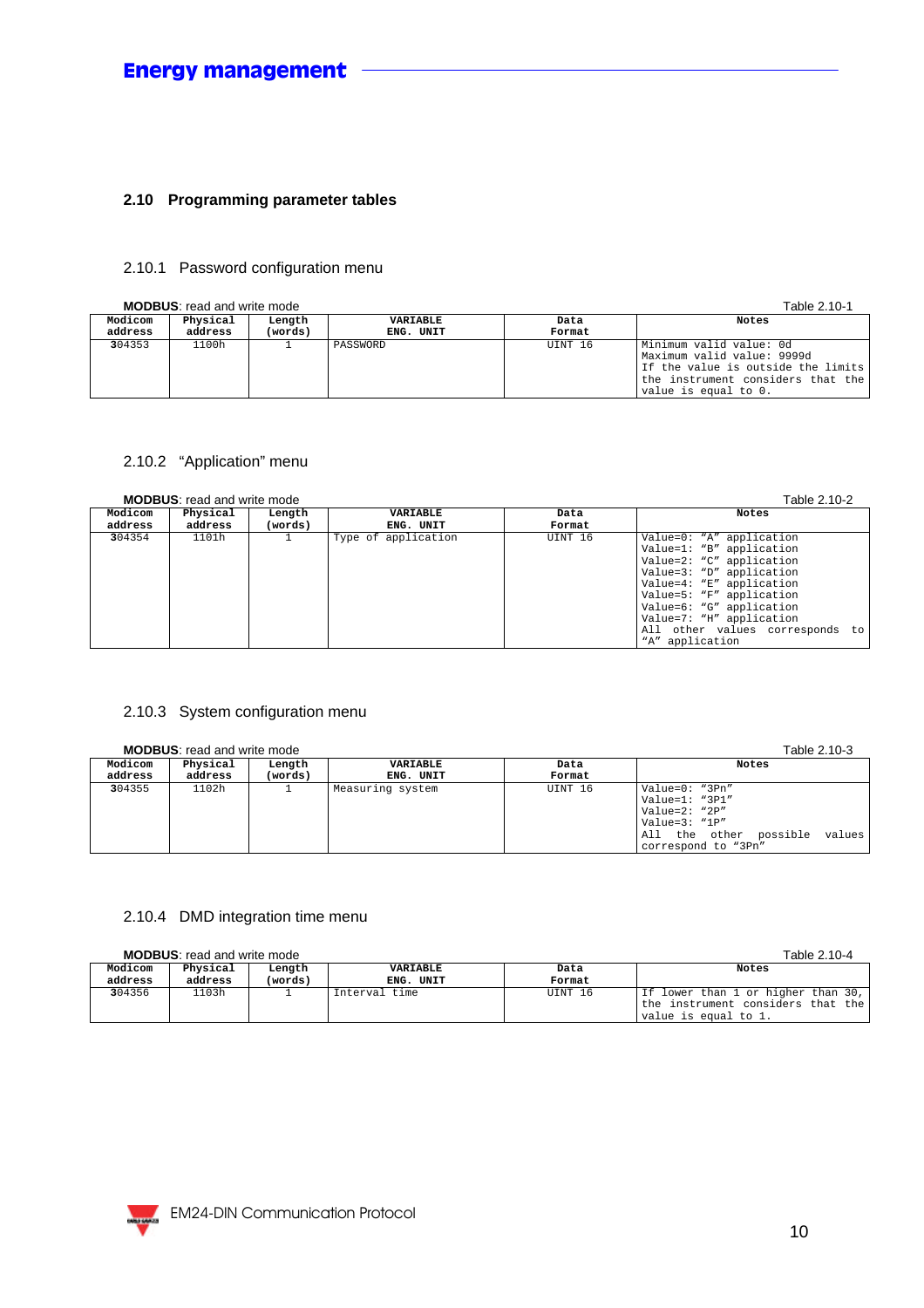## 2.10 Programming parameter tables

### 2.10.1 Password configuration menu

**MODBUS**: read and write mode — Table 2.10-1

| Modicom address | Physical address | Length (words) | VARIABLE ENG. UNIT | Data Format | Notes |
|---|---|---|---|---|---|
| 304353 | 1100h | 1 | PASSWORD | UINT 16 | Minimum valid value: 0d<br>Maximum valid value: 9999d<br>If the value is outside the limits the instrument considers that the value is equal to 0. |

### 2.10.2 "Application" menu

**MODBUS**: read and write mode — Table 2.10-2

| Modicom address | Physical address | Length (words) | VARIABLE ENG. UNIT | Data Format | Notes |
|---|---|---|---|---|---|
| 304354 | 1101h | 1 | Type of application | UINT 16 | Value=0: "A" application<br>Value=1: "B" application<br>Value=2: "C" application<br>Value=3: "D" application<br>Value=4: "E" application<br>Value=5: "F" application<br>Value=6: "G" application<br>Value=7: "H" application<br>All other values corresponds to "A" application |

### 2.10.3 System configuration menu

**MODBUS**: read and write mode — Table 2.10-3

| Modicom address | Physical address | Length (words) | VARIABLE ENG. UNIT | Data Format | Notes |
|---|---|---|---|---|---|
| 304355 | 1102h | 1 | Measuring system | UINT 16 | Value=0: "3Pn"<br>Value=1: "3P1"<br>Value=2: "2P"<br>Value=3: "1P"<br>All the other possible values correspond to "3Pn" |

### 2.10.4 DMD integration time menu

**MODBUS**: read and write mode — Table 2.10-4

| Modicom address | Physical address | Length (words) | VARIABLE ENG. UNIT | Data Format | Notes |
|---|---|---|---|---|---|
| 304356 | 1103h | 1 | Interval time | UINT 16 | If lower than 1 or higher than 30, the instrument considers that the value is equal to 1. |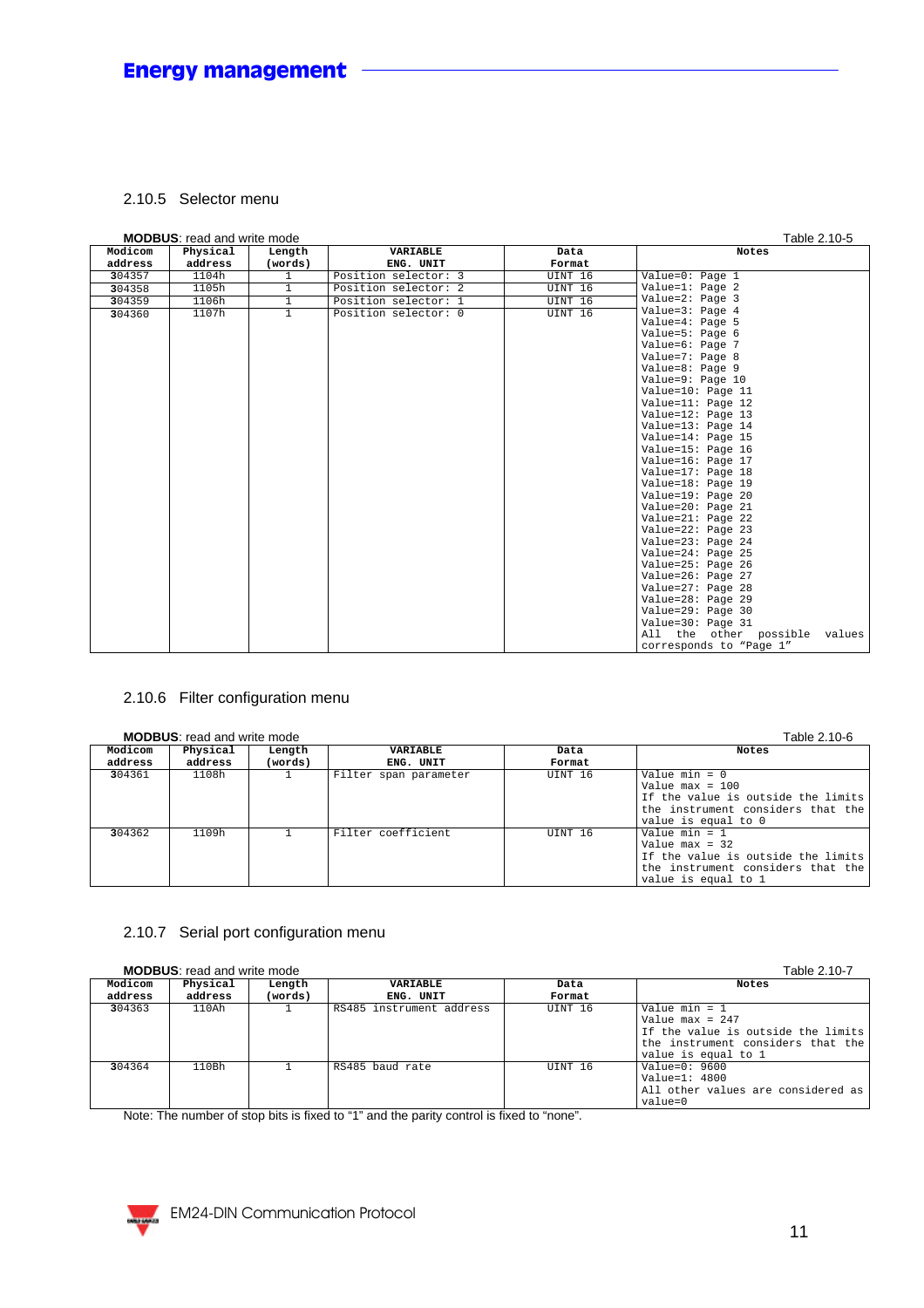### 2.10.5 Selector menu

**MODBUS**: read and write mode

Table 2.10-5

| Modicom address | Physical address | Length (words) | VARIABLE ENG. UNIT | Data Format | Notes |
|---|---|---|---|---|---|
| 304357 | 1104h | 1 | Position selector: 3 | UINT 16 | Value=0: Page 1<br>Value=1: Page 2<br>Value=2: Page 3<br>Value=3: Page 4<br>Value=4: Page 5<br>Value=5: Page 6<br>Value=6: Page 7<br>Value=7: Page 8<br>Value=8: Page 9<br>Value=9: Page 10<br>Value=10: Page 11<br>Value=11: Page 12<br>Value=12: Page 13<br>Value=13: Page 14<br>Value=14: Page 15<br>Value=15: Page 16<br>Value=16: Page 17<br>Value=17: Page 18<br>Value=18: Page 19<br>Value=19: Page 20<br>Value=20: Page 21<br>Value=21: Page 22<br>Value=22: Page 23<br>Value=23: Page 24<br>Value=24: Page 25<br>Value=25: Page 26<br>Value=26: Page 27<br>Value=27: Page 28<br>Value=28: Page 29<br>Value=29: Page 30<br>Value=30: Page 31<br>All the other possible values corresponds to "Page 1" |
| 304358 | 1105h | 1 | Position selector: 2 | UINT 16 | |
| 304359 | 1106h | 1 | Position selector: 1 | UINT 16 | |
| 304360 | 1107h | 1 | Position selector: 0 | UINT 16 | |

### 2.10.6 Filter configuration menu

**MODBUS**: read and write mode

Table 2.10-6

| Modicom address | Physical address | Length (words) | VARIABLE ENG. UNIT | Data Format | Notes |
|---|---|---|---|---|---|
| 304361 | 1108h | 1 | Filter span parameter | UINT 16 | Value min = 0<br>Value max = 100<br>If the value is outside the limits the instrument considers that the value is equal to 0 |
| 304362 | 1109h | 1 | Filter coefficient | UINT 16 | Value min = 1<br>Value max = 32<br>If the value is outside the limits the instrument considers that the value is equal to 1 |

### 2.10.7 Serial port configuration menu

**MODBUS**: read and write mode

Table 2.10-7

| Modicom address | Physical address | Length (words) | VARIABLE ENG. UNIT | Data Format | Notes |
|---|---|---|---|---|---|
| 304363 | 110Ah | 1 | RS485 instrument address | UINT 16 | Value min = 1<br>Value max = 247<br>If the value is outside the limits the instrument considers that the value is equal to 1 |
| 304364 | 110Bh | 1 | RS485 baud rate | UINT 16 | Value=0: 9600<br>Value=1: 4800<br>All other values are considered as value=0 |

Note: The number of stop bits is fixed to "1" and the parity control is fixed to "none".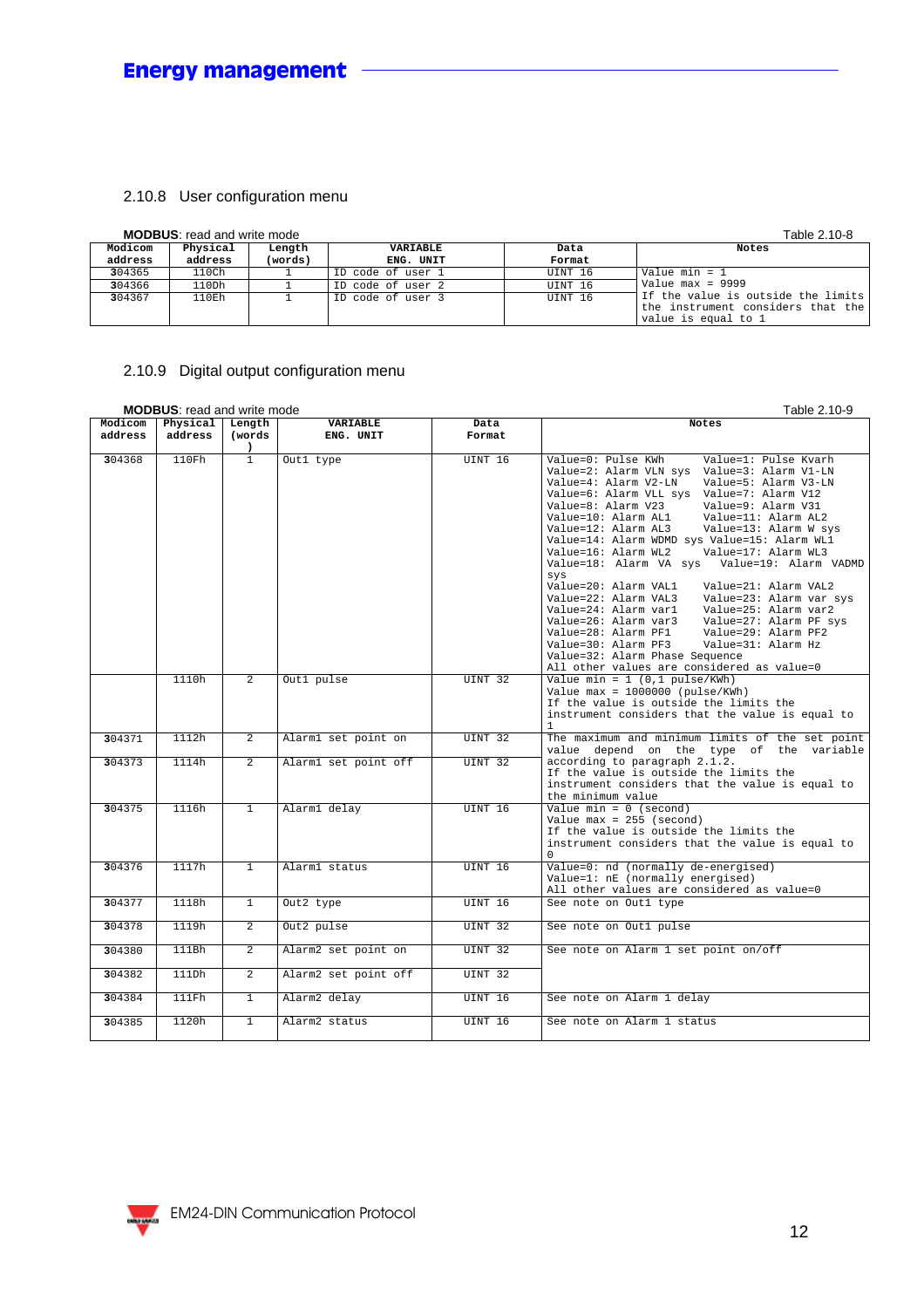## 2.10.8 User configuration menu

**MODBUS**: read and write mode — Table 2.10-8

| Modicom address | Physical address | Length (words) | VARIABLE ENG. UNIT | Data Format | Notes |
|---|---|---|---|---|---|
| 304365 | 110Ch | 1 | ID code of user 1 | UINT 16 | Value min = 1<br>Value max = 9999<br>If the value is outside the limits the instrument considers that the value is equal to 1 |
| 304366 | 110Dh | 1 | ID code of user 2 | UINT 16 | |
| 304367 | 110Eh | 1 | ID code of user 3 | UINT 16 | |

## 2.10.9 Digital output configuration menu

**MODBUS**: read and write mode — Table 2.10-9

| Modicom address | Physical address | Length (words) | VARIABLE ENG. UNIT | Data Format | Notes |
|---|---|---|---|---|---|
| 304368 | 110Fh | 1 | Out1 type | UINT 16 | Value=0: Pulse KWh Value=1: Pulse Kvarh<br>Value=2: Alarm VLN sys Value=3: Alarm V1-LN<br>Value=4: Alarm V2-LN Value=5: Alarm V3-LN<br>Value=6: Alarm VLL sys Value=7: Alarm V12<br>Value=8: Alarm V23 Value=9: Alarm V31<br>Value=10: Alarm AL1 Value=11: Alarm AL2<br>Value=12: Alarm AL3 Value=13: Alarm W sys<br>Value=14: Alarm WDMD sys Value=15: Alarm WL1<br>Value=16: Alarm WL2 Value=17: Alarm WL3<br>Value=18: Alarm VA sys Value=19: Alarm VADMD sys<br>Value=20: Alarm VAL1 Value=21: Alarm VAL2<br>Value=22: Alarm VAL3 Value=23: Alarm var sys<br>Value=24: Alarm var1 Value=25: Alarm var2<br>Value=26: Alarm var3 Value=27: Alarm PF sys<br>Value=28: Alarm PF1 Value=29: Alarm PF2<br>Value=30: Alarm PF3 Value=31: Alarm Hz<br>Value=32: Alarm Phase Sequence<br>All other values are considered as value=0 |
| | 1110h | 2 | Out1 pulse | UINT 32 | Value min = 1 (0,1 pulse/KWh)<br>Value max = 1000000 (pulse/KWh)<br>If the value is outside the limits the instrument considers that the value is equal to 1 |
| 304371 | 1112h | 2 | Alarm1 set point on | UINT 32 | The maximum and minimum limits of the set point value depend on the type of the variable according to paragraph 2.1.2.<br>If the value is outside the limits the instrument considers that the value is equal to the minimum value |
| 304373 | 1114h | 2 | Alarm1 set point off | UINT 32 | |
| 304375 | 1116h | 1 | Alarm1 delay | UINT 16 | Value min = 0 (second)<br>Value max = 255 (second)<br>If the value is outside the limits the instrument considers that the value is equal to 0 |
| 304376 | 1117h | 1 | Alarm1 status | UINT 16 | Value=0: nd (normally de-energised)<br>Value=1: nE (normally energised)<br>All other values are considered as value=0 |
| 304377 | 1118h | 1 | Out2 type | UINT 16 | See note on Out1 type |
| 304378 | 1119h | 2 | Out2 pulse | UINT 32 | See note on Out1 pulse |
| 304380 | 111Bh | 2 | Alarm2 set point on | UINT 32 | See note on Alarm 1 set point on/off |
| 304382 | 111Dh | 2 | Alarm2 set point off | UINT 32 | |
| 304384 | 111Fh | 1 | Alarm2 delay | UINT 16 | See note on Alarm 1 delay |
| 304385 | 1120h | 1 | Alarm2 status | UINT 16 | See note on Alarm 1 status |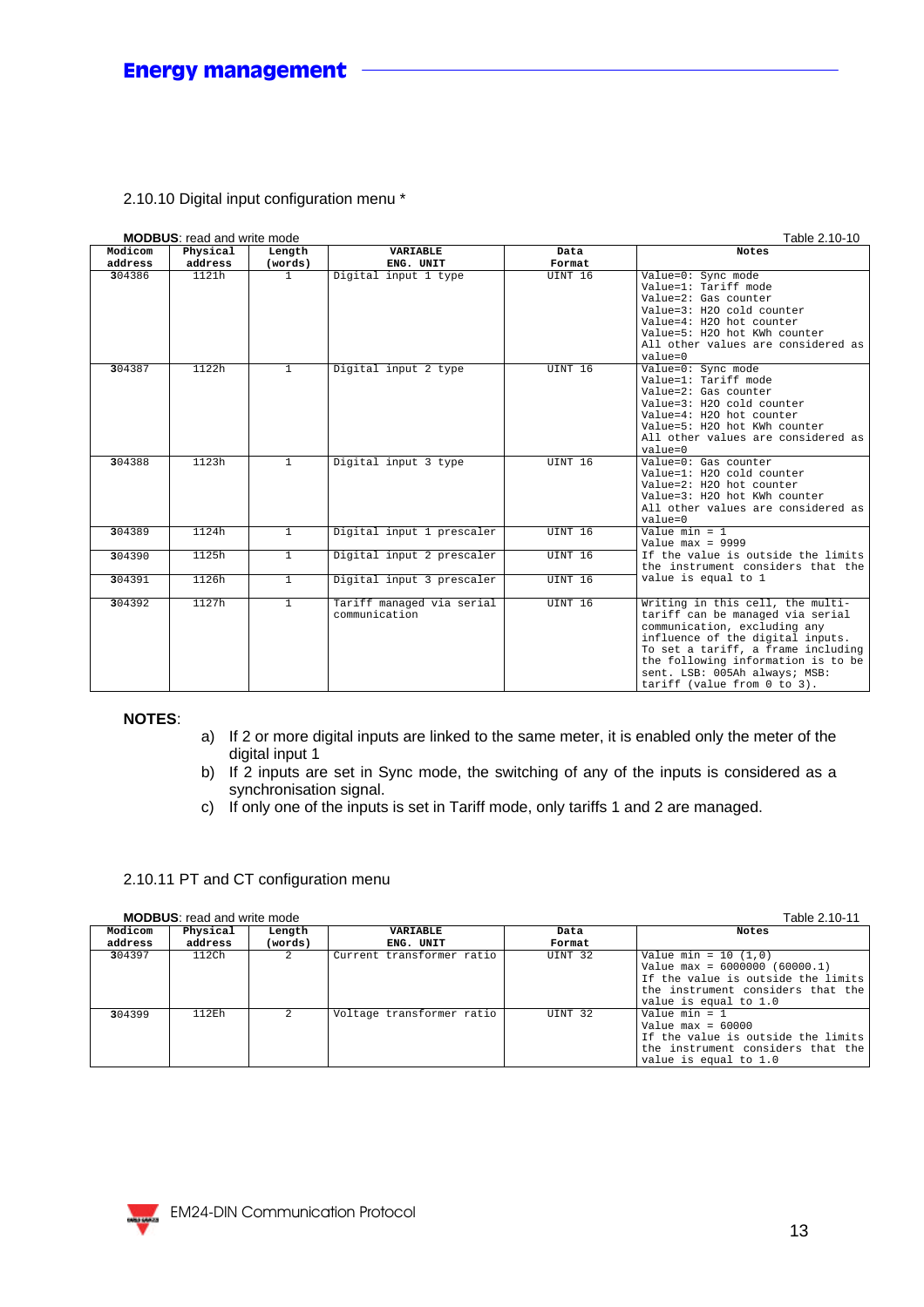## 2.10.10 Digital input configuration menu *

**MODBUS**: read and write mode

Table 2.10-10

| Modicom address | Physical address | Length (words) | VARIABLE ENG. UNIT | Data Format | Notes |
|---|---|---|---|---|---|
| 304386 | 1121h | 1 | Digital input 1 type | UINT 16 | Value=0: Sync mode Value=1: Tariff mode Value=2: Gas counter Value=3: H2O cold counter Value=4: H2O hot counter Value=5: H2O hot KWh counter All other values are considered as value=0 |
| 304387 | 1122h | 1 | Digital input 2 type | UINT 16 | Value=0: Sync mode Value=1: Tariff mode Value=2: Gas counter Value=3: H2O cold counter Value=4: H2O hot counter Value=5: H2O hot KWh counter All other values are considered as value=0 |
| 304388 | 1123h | 1 | Digital input 3 type | UINT 16 | Value=0: Gas counter Value=1: H2O cold counter Value=2: H2O hot counter Value=3: H2O hot KWh counter All other values are considered as value=0 |
| 304389 | 1124h | 1 | Digital input 1 prescaler | UINT 16 | Value min = 1 Value max = 9999 If the value is outside the limits the instrument considers that the value is equal to 1 |
| 304390 | 1125h | 1 | Digital input 2 prescaler | UINT 16 | |
| 304391 | 1126h | 1 | Digital input 3 prescaler | UINT 16 | |
| 304392 | 1127h | 1 | Tariff managed via serial communication | UINT 16 | Writing in this cell, the multi-tariff can be managed via serial communication, excluding any influence of the digital inputs. To set a tariff, a frame including the following information is to be sent. LSB: 005Ah always; MSB: tariff (value from 0 to 3). |

**NOTES**:

a) If 2 or more digital inputs are linked to the same meter, it is enabled only the meter of the digital input 1

b) If 2 inputs are set in Sync mode, the switching of any of the inputs is considered as a synchronisation signal.

c) If only one of the inputs is set in Tariff mode, only tariffs 1 and 2 are managed.

## 2.10.11 PT and CT configuration menu

**MODBUS**: read and write mode

Table 2.10-11

| Modicom address | Physical address | Length (words) | VARIABLE ENG. UNIT | Data Format | Notes |
|---|---|---|---|---|---|
| 304397 | 112Ch | 2 | Current transformer ratio | UINT 32 | Value min = 10 (1,0) Value max = 6000000 (60000.1) If the value is outside the limits the instrument considers that the value is equal to 1.0 |
| 304399 | 112Eh | 2 | Voltage transformer ratio | UINT 32 | Value min = 1 Value max = 60000 If the value is outside the limits the instrument considers that the value is equal to 1.0 |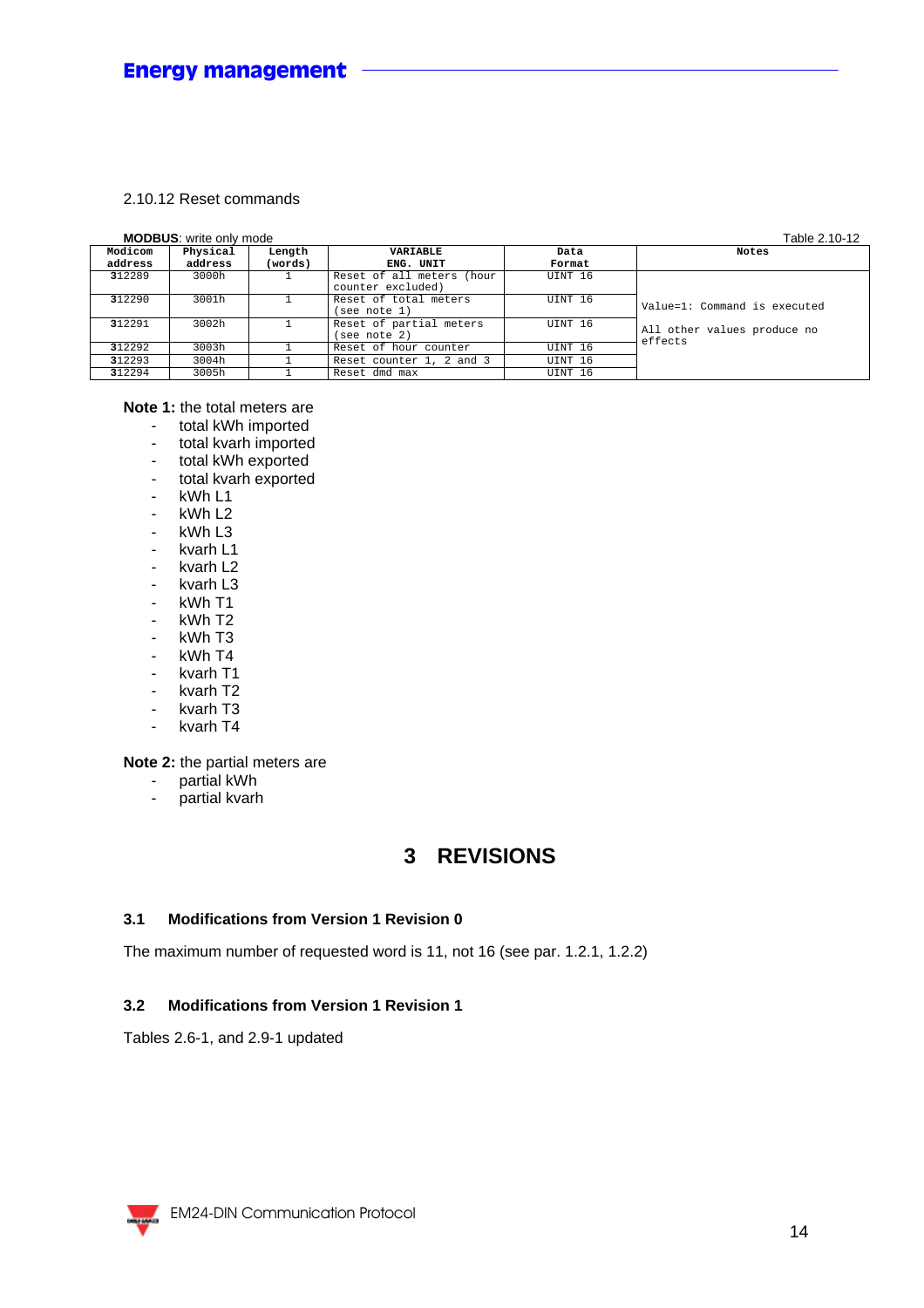### 2.10.12 Reset commands

**MODBUS**: write only mode

Table 2.10-12

| Modicom address | Physical address | Length (words) | VARIABLE ENG. UNIT | Data Format | Notes |
|---|---|---|---|---|---|
| 312289 | 3000h | 1 | Reset of all meters (hour counter excluded) | UINT 16 | Value=1: Command is executed<br>All other values produce no effects |
| 312290 | 3001h | 1 | Reset of total meters (see note 1) | UINT 16 | |
| 312291 | 3002h | 1 | Reset of partial meters (see note 2) | UINT 16 | |
| 312292 | 3003h | 1 | Reset of hour counter | UINT 16 | |
| 312293 | 3004h | 1 | Reset counter 1, 2 and 3 | UINT 16 | |
| 312294 | 3005h | 1 | Reset dmd max | UINT 16 | |

**Note 1:** the total meters are

- total kWh imported
- total kvarh imported
- total kWh exported
- total kvarh exported
- kWh L1
- kWh L2
- kWh L3
- kvarh L1
- kvarh L2
- kvarh L3
- kWh T1
- kWh T2
- kWh T3
- kWh T4
- kvarh T1
- kvarh T2
- kvarh T3
- kvarh T4

**Note 2:** the partial meters are

- partial kWh
- partial kvarh

# 3 REVISIONS

## 3.1 Modifications from Version 1 Revision 0

The maximum number of requested word is 11, not 16 (see par. 1.2.1, 1.2.2)

## 3.2 Modifications from Version 1 Revision 1

Tables 2.6-1, and 2.9-1 updated